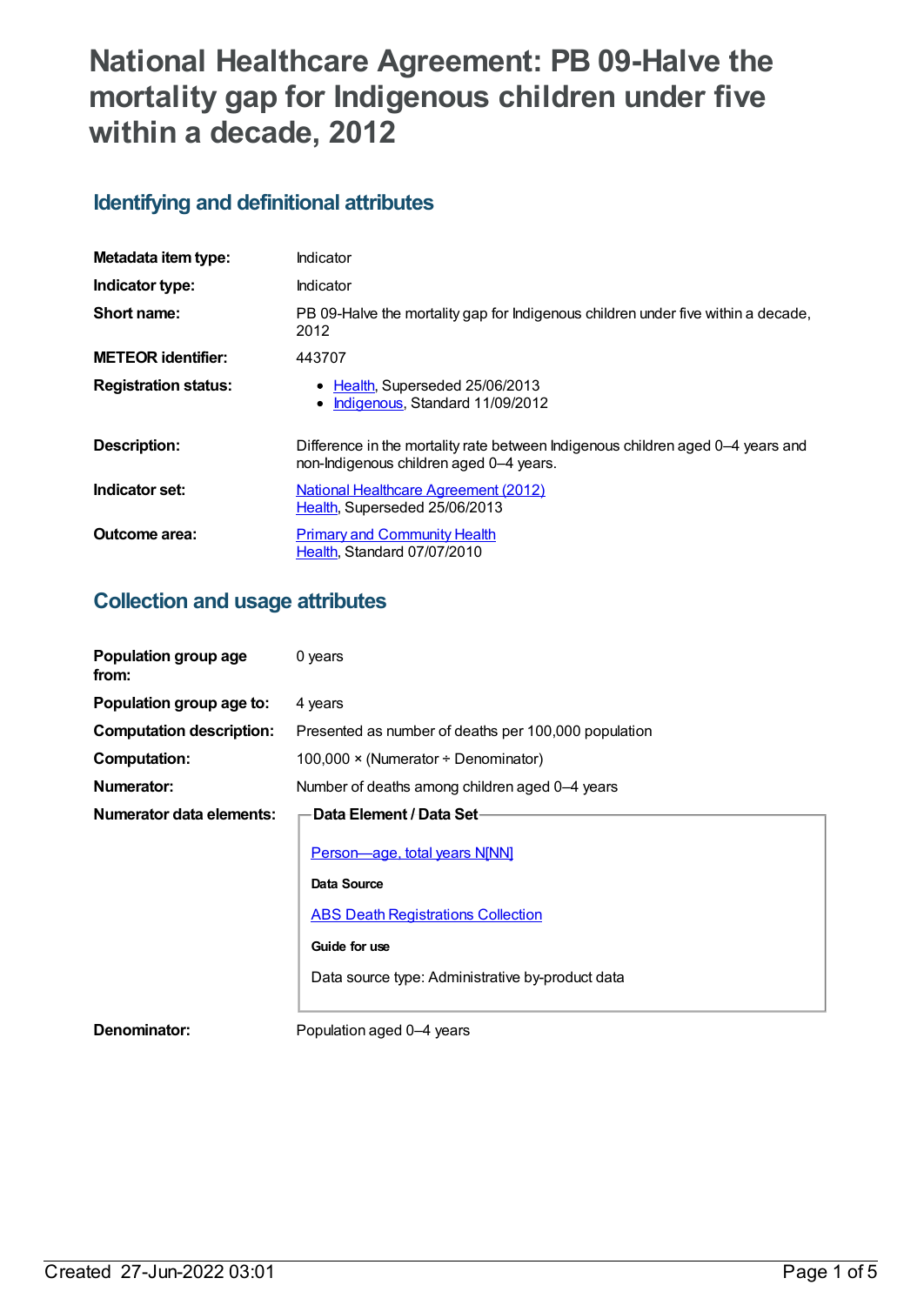# National Healthcare Agreement: PB 09-Halve the mortality gap for Indigenous children under five within a decade, 2012

## Identifying and definitional attributes

| | |
|---|---|
| **Metadata item type:** | Indicator |
| **Indicator type:** | Indicator |
| **Short name:** | PB 09-Halve the mortality gap for Indigenous children under five within a decade, 2012 |
| **METEOR identifier:** | 443707 |
| **Registration status:** | • Health, Superseded 25/06/2013<br>• Indigenous, Standard 11/09/2012 |
| **Description:** | Difference in the mortality rate between Indigenous children aged 0–4 years and non-Indigenous children aged 0–4 years. |
| **Indicator set:** | National Healthcare Agreement (2012)<br>Health, Superseded 25/06/2013 |
| **Outcome area:** | Primary and Community Health<br>Health, Standard 07/07/2010 |

## Collection and usage attributes

| | |
|---|---|
| **Population group age from:** | 0 years |
| **Population group age to:** | 4 years |
| **Computation description:** | Presented as number of deaths per 100,000 population |
| **Computation:** | 100,000 × (Numerator ÷ Denominator) |
| **Numerator:** | Number of deaths among children aged 0–4 years |
| **Numerator data elements:** | **Data Element / Data Set**<br><br>Person—age, total years N[NN]<br><br>**Data Source**<br><br>ABS Death Registrations Collection<br><br>**Guide for use**<br><br>Data source type: Administrative by-product data |
| **Denominator:** | Population aged 0–4 years |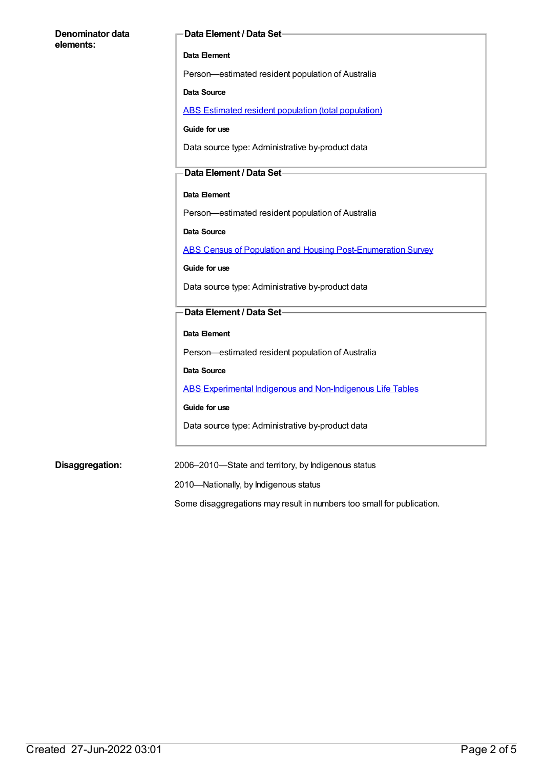**Denominator data elements:**

**Data Element / Data Set**

**Data Element**

Person—estimated resident population of Australia

**Data Source**

ABS Estimated resident population (total population)

**Guide for use**

Data source type: Administrative by-product data

**Data Element / Data Set**

**Data Element**

Person—estimated resident population of Australia

**Data Source**

ABS Census of Population and Housing Post-Enumeration Survey

**Guide for use**

Data source type: Administrative by-product data

**Data Element / Data Set**

**Data Element**

Person—estimated resident population of Australia

**Data Source**

ABS Experimental Indigenous and Non-Indigenous Life Tables

**Guide for use**

Data source type: Administrative by-product data

**Disaggregation:**

2006–2010—State and territory, by Indigenous status

2010—Nationally, by Indigenous status

Some disaggregations may result in numbers too small for publication.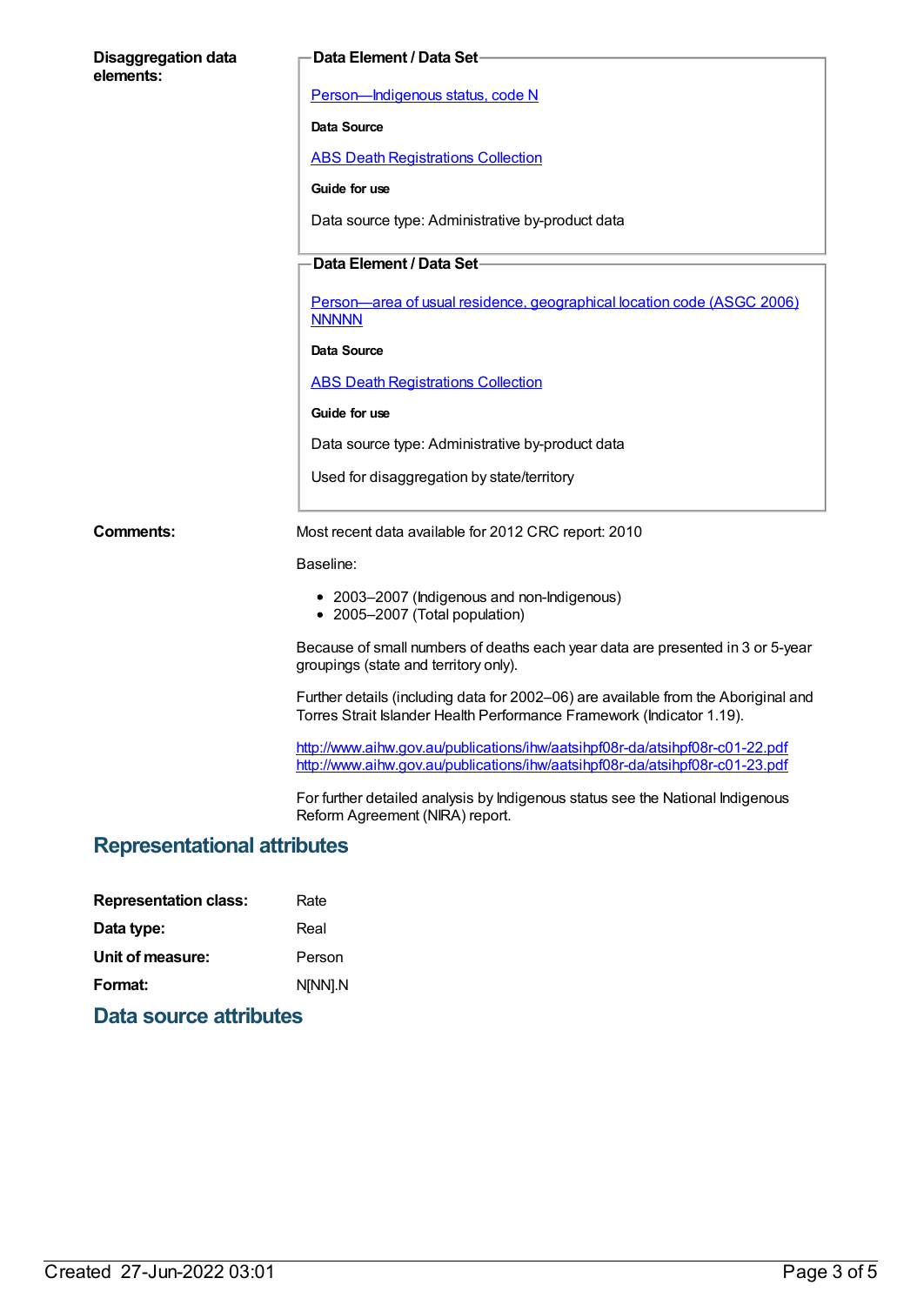**Disaggregation data elements:**

**Data Element / Data Set**

[Person—Indigenous status, code N](#)

**Data Source**

[ABS Death Registrations Collection](#)

**Guide for use**

Data source type: Administrative by-product data

**Data Element / Data Set**

[Person—area of usual residence, geographical location code (ASGC 2006) NNNNN](#)

**Data Source**

[ABS Death Registrations Collection](#)

**Guide for use**

Data source type: Administrative by-product data

Used for disaggregation by state/territory

**Comments:**

Most recent data available for 2012 CRC report: 2010

Baseline:

- 2003–2007 (Indigenous and non-Indigenous)
- 2005–2007 (Total population)

Because of small numbers of deaths each year data are presented in 3 or 5-year groupings (state and territory only).

Further details (including data for 2002–06) are available from the Aboriginal and Torres Strait Islander Health Performance Framework (Indicator 1.19).

http://www.aihw.gov.au/publications/ihw/aatsihpf08r-da/atsihpf08r-c01-22.pdf
http://www.aihw.gov.au/publications/ihw/aatsihpf08r-da/atsihpf08r-c01-23.pdf

For further detailed analysis by Indigenous status see the National Indigenous Reform Agreement (NIRA) report.

## Representational attributes

| | |
|---|---|
| **Representation class:** | Rate |
| **Data type:** | Real |
| **Unit of measure:** | Person |
| **Format:** | N[NN].N |

## Data source attributes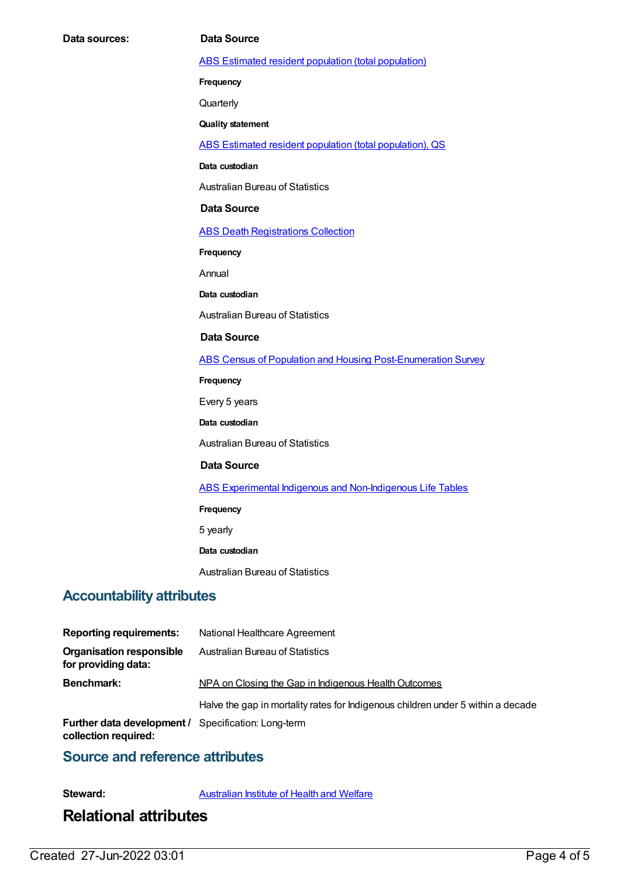**Data sources:**

**Data Source**

ABS Estimated resident population (total population)

**Frequency**

Quarterly

**Quality statement**

ABS Estimated resident population (total population), QS

**Data custodian**

Australian Bureau of Statistics

**Data Source**

ABS Death Registrations Collection

**Frequency**

Annual

**Data custodian**

Australian Bureau of Statistics

**Data Source**

ABS Census of Population and Housing Post-Enumeration Survey

**Frequency**

Every 5 years

**Data custodian**

Australian Bureau of Statistics

**Data Source**

ABS Experimental Indigenous and Non-Indigenous Life Tables

**Frequency**

5 yearly

**Data custodian**

Australian Bureau of Statistics

## Accountability attributes

**Reporting requirements:** National Healthcare Agreement

**Organisation responsible for providing data:** Australian Bureau of Statistics

**Benchmark:** NPA on Closing the Gap in Indigenous Health Outcomes

Halve the gap in mortality rates for Indigenous children under 5 within a decade

**Further data development / collection required:** Specification: Long-term

## Source and reference attributes

**Steward:** Australian Institute of Health and Welfare

# Relational attributes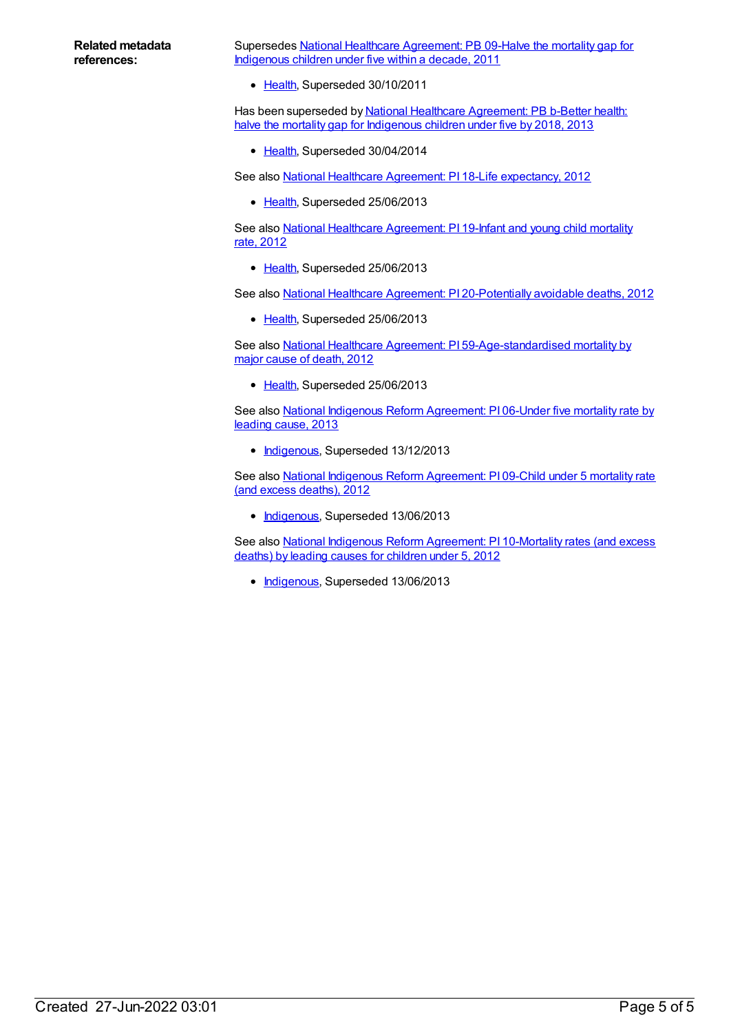**Related metadata references:**

Supersedes National Healthcare Agreement: PB 09-Halve the mortality gap for Indigenous children under five within a decade, 2011

- Health, Superseded 30/10/2011

Has been superseded by National Healthcare Agreement: PB b-Better health: halve the mortality gap for Indigenous children under five by 2018, 2013

- Health, Superseded 30/04/2014

See also National Healthcare Agreement: PI 18-Life expectancy, 2012

- Health, Superseded 25/06/2013

See also National Healthcare Agreement: PI 19-Infant and young child mortality rate, 2012

- Health, Superseded 25/06/2013

See also National Healthcare Agreement: PI 20-Potentially avoidable deaths, 2012

- Health, Superseded 25/06/2013

See also National Healthcare Agreement: PI 59-Age-standardised mortality by major cause of death, 2012

- Health, Superseded 25/06/2013

See also National Indigenous Reform Agreement: PI 06-Under five mortality rate by leading cause, 2013

- Indigenous, Superseded 13/12/2013

See also National Indigenous Reform Agreement: PI 09-Child under 5 mortality rate (and excess deaths), 2012

- Indigenous, Superseded 13/06/2013

See also National Indigenous Reform Agreement: PI 10-Mortality rates (and excess deaths) by leading causes for children under 5, 2012

- Indigenous, Superseded 13/06/2013